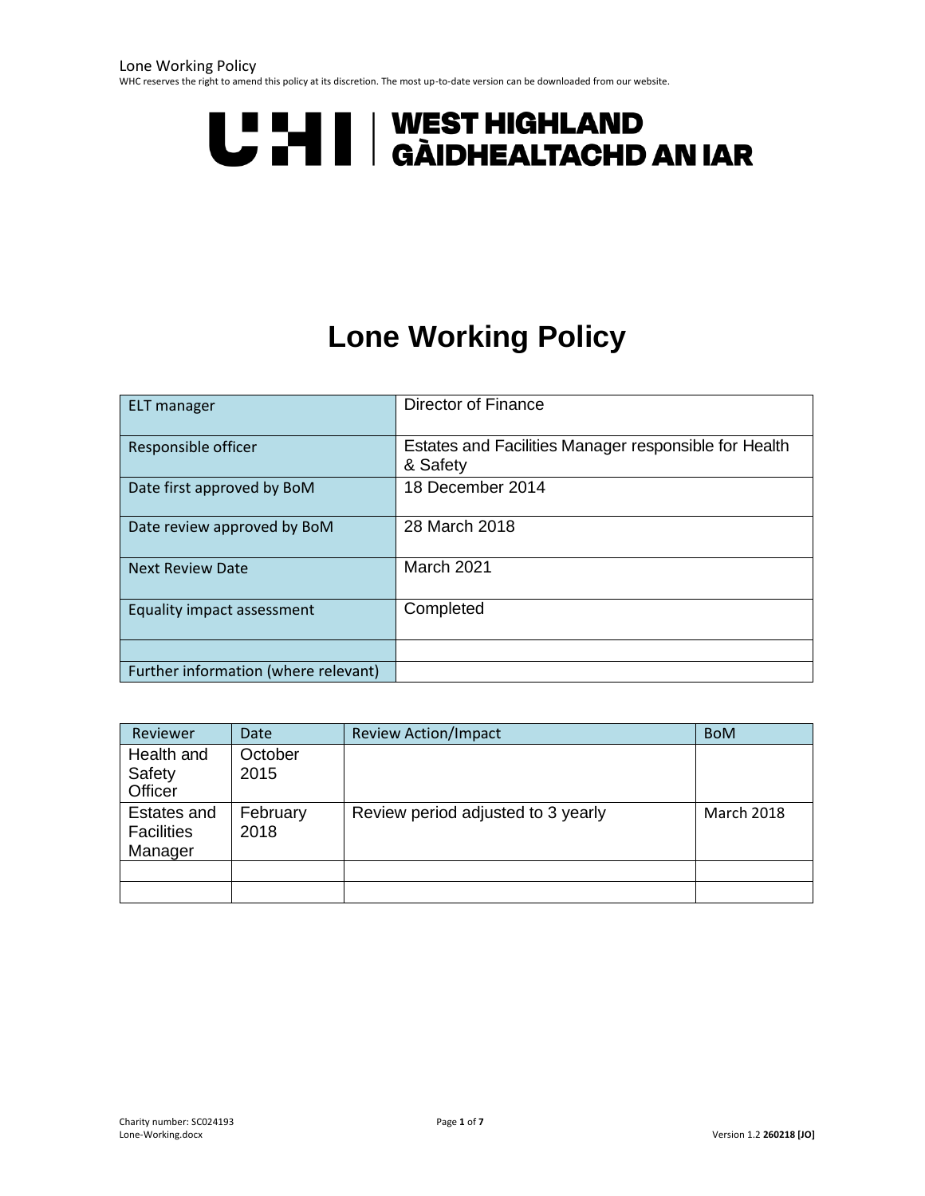UHI | WEST HIGHLAND GÀIDHEALTACHD AN IAR

# Lone Working Policy

| ELT manager | Director of Finance |
|---|---|
| Responsible officer | Estates and Facilities Manager responsible for Health & Safety |
| Date first approved by BoM | 18 December 2014 |
| Date review approved by BoM | 28 March 2018 |
| Next Review Date | March 2021 |
| Equality impact assessment | Completed |
| | |
| Further information (where relevant) | |

| Reviewer | Date | Review Action/Impact | BoM |
|---|---|---|---|
| Health and Safety Officer | October 2015 | | |
| Estates and Facilities Manager | February 2018 | Review period adjusted to 3 yearly | March 2018 |
| | | | |
| | | | |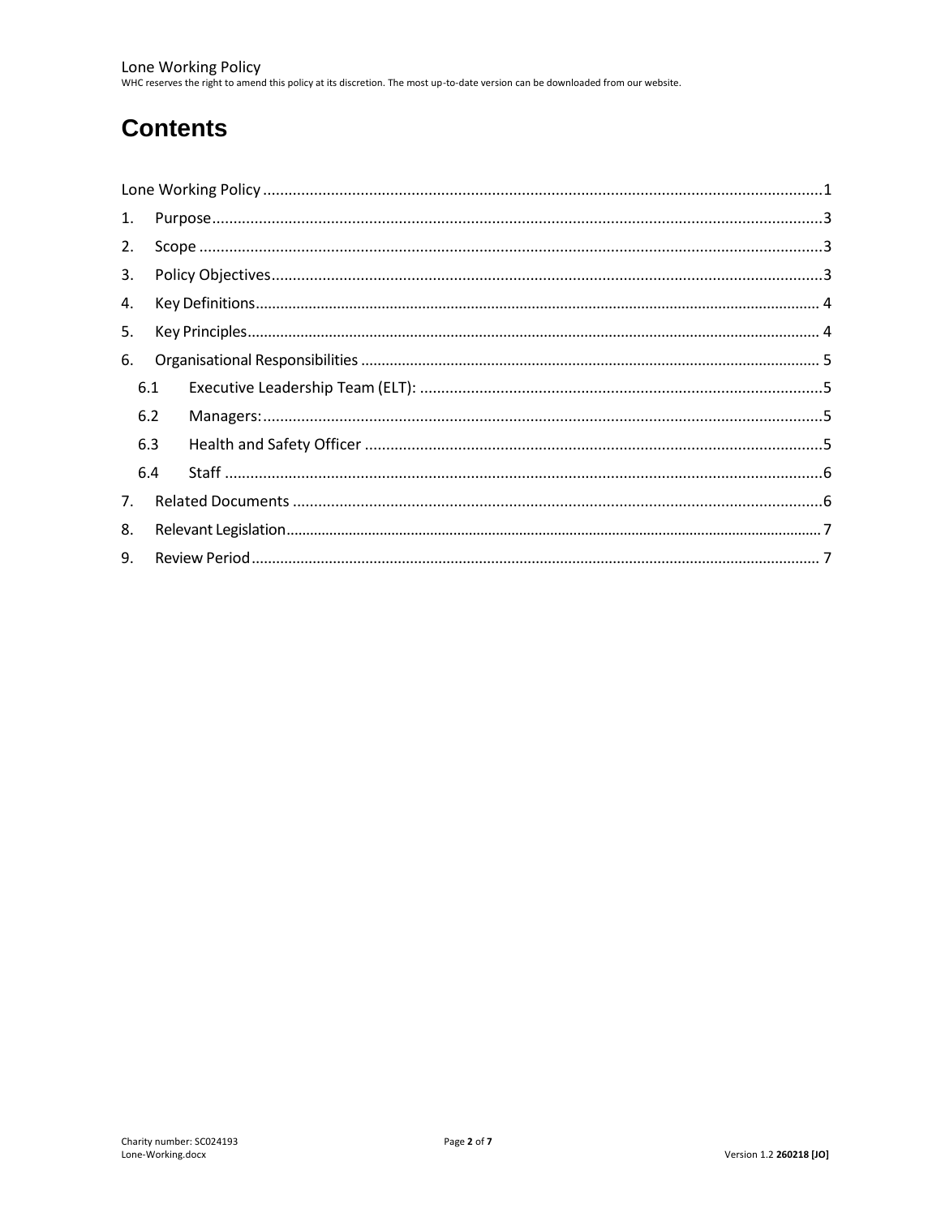# Contents

Lone Working Policy ........................................................................ 1

1. Purpose ........................................................................ 3
2. Scope ........................................................................ 3
3. Policy Objectives ........................................................................ 3
4. Key Definitions ........................................................................ 4
5. Key Principles ........................................................................ 4
6. Organisational Responsibilities ........................................................................ 5
   - 6.1 Executive Leadership Team (ELT): ........................................................................ 5
   - 6.2 Managers: ........................................................................ 5
   - 6.3 Health and Safety Officer ........................................................................ 5
   - 6.4 Staff ........................................................................ 6
7. Related Documents ........................................................................ 6
8. Relevant Legislation ........................................................................ 7
9. Review Period ........................................................................ 7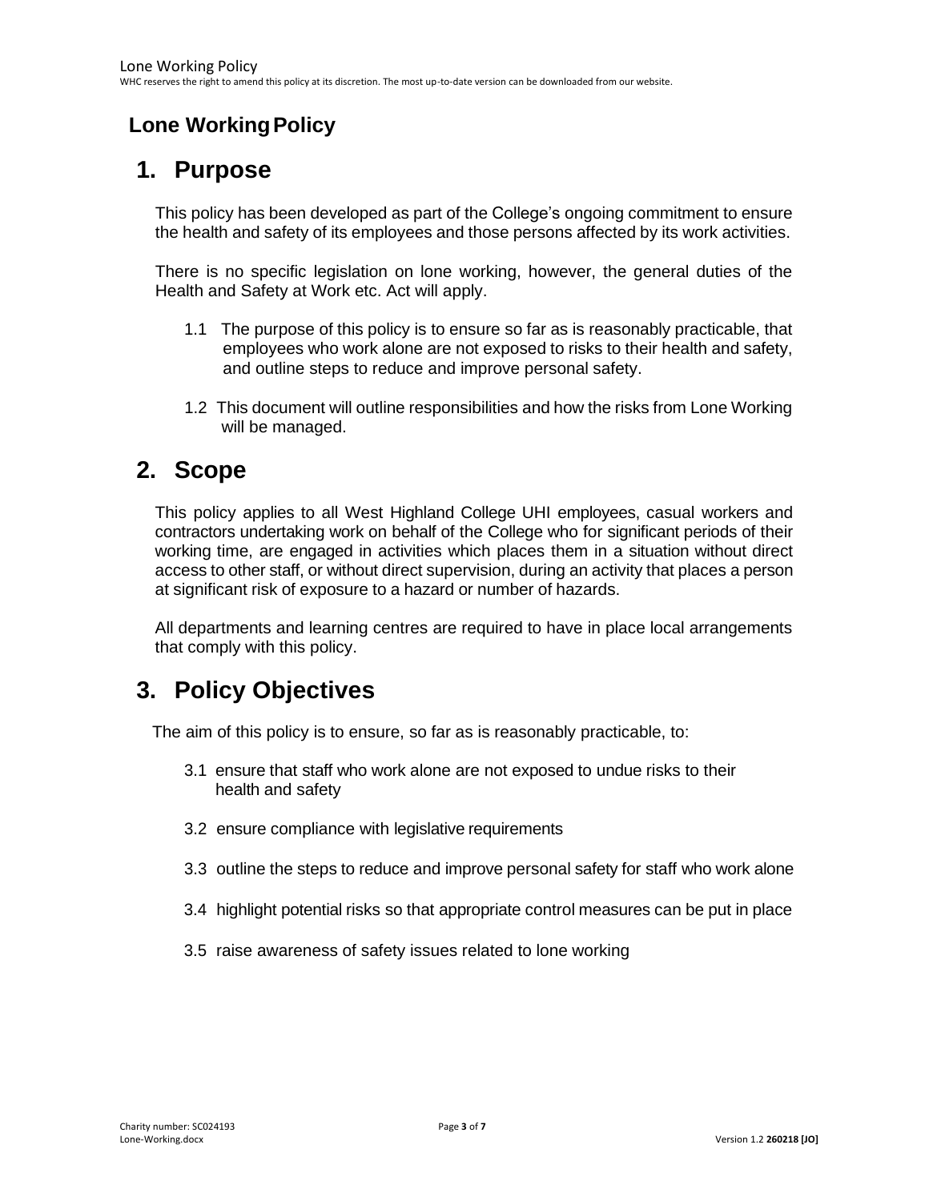# Lone Working Policy

## 1. Purpose

This policy has been developed as part of the College's ongoing commitment to ensure the health and safety of its employees and those persons affected by its work activities.

There is no specific legislation on lone working, however, the general duties of the Health and Safety at Work etc. Act will apply.

1.1 The purpose of this policy is to ensure so far as is reasonably practicable, that employees who work alone are not exposed to risks to their health and safety, and outline steps to reduce and improve personal safety.

1.2 This document will outline responsibilities and how the risks from Lone Working will be managed.

## 2. Scope

This policy applies to all West Highland College UHI employees, casual workers and contractors undertaking work on behalf of the College who for significant periods of their working time, are engaged in activities which places them in a situation without direct access to other staff, or without direct supervision, during an activity that places a person at significant risk of exposure to a hazard or number of hazards.

All departments and learning centres are required to have in place local arrangements that comply with this policy.

## 3. Policy Objectives

The aim of this policy is to ensure, so far as is reasonably practicable, to:

3.1 ensure that staff who work alone are not exposed to undue risks to their health and safety

3.2 ensure compliance with legislative requirements

3.3 outline the steps to reduce and improve personal safety for staff who work alone

3.4 highlight potential risks so that appropriate control measures can be put in place

3.5 raise awareness of safety issues related to lone working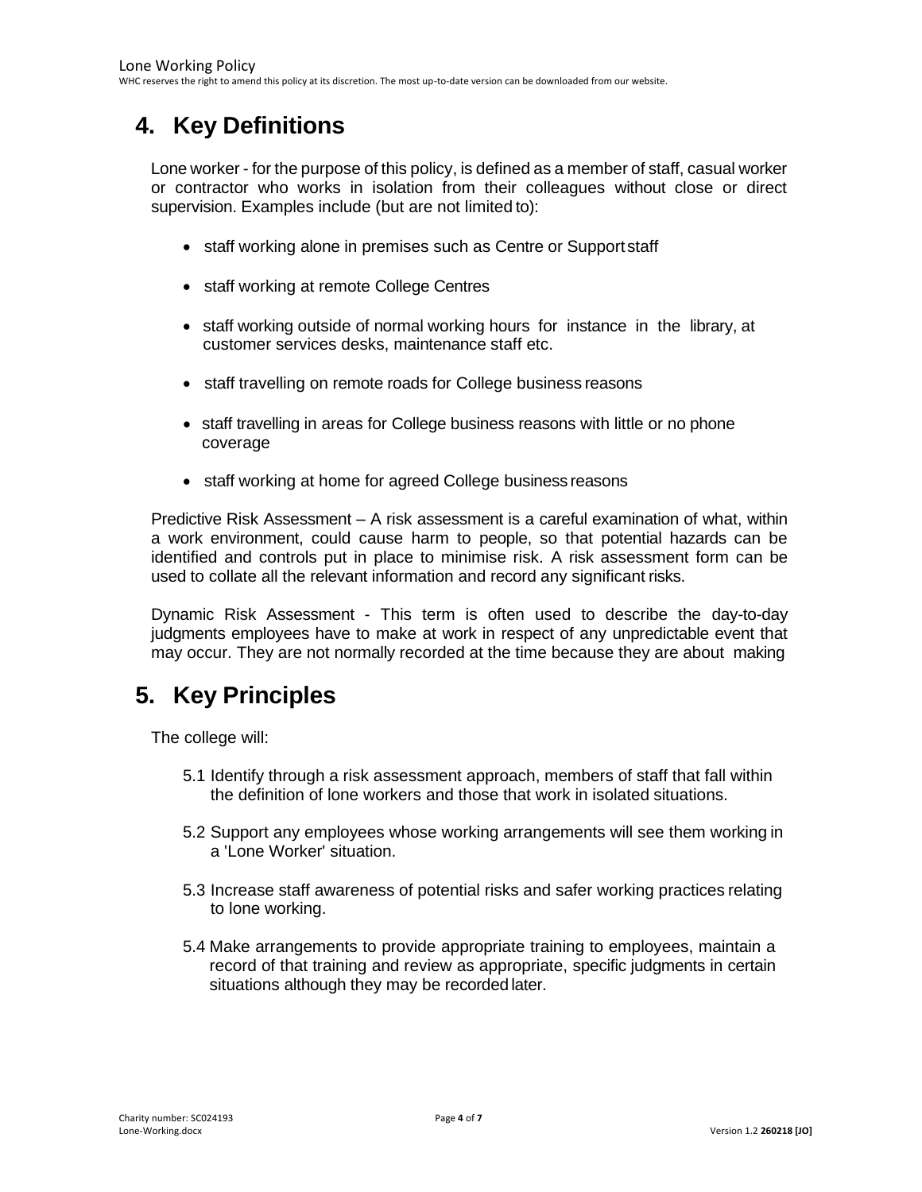# 4. Key Definitions

Lone worker - for the purpose of this policy, is defined as a member of staff, casual worker or contractor who works in isolation from their colleagues without close or direct supervision. Examples include (but are not limited to):

- staff working alone in premises such as Centre or Support staff
- staff working at remote College Centres
- staff working outside of normal working hours for instance in the library, at customer services desks, maintenance staff etc.
- staff travelling on remote roads for College business reasons
- staff travelling in areas for College business reasons with little or no phone coverage
- staff working at home for agreed College business reasons

Predictive Risk Assessment – A risk assessment is a careful examination of what, within a work environment, could cause harm to people, so that potential hazards can be identified and controls put in place to minimise risk. A risk assessment form can be used to collate all the relevant information and record any significant risks.

Dynamic Risk Assessment - This term is often used to describe the day-to-day judgments employees have to make at work in respect of any unpredictable event that may occur. They are not normally recorded at the time because they are about making

# 5. Key Principles

The college will:

5.1 Identify through a risk assessment approach, members of staff that fall within the definition of lone workers and those that work in isolated situations.

5.2 Support any employees whose working arrangements will see them working in a 'Lone Worker' situation.

5.3 Increase staff awareness of potential risks and safer working practices relating to lone working.

5.4 Make arrangements to provide appropriate training to employees, maintain a record of that training and review as appropriate, specific judgments in certain situations although they may be recorded later.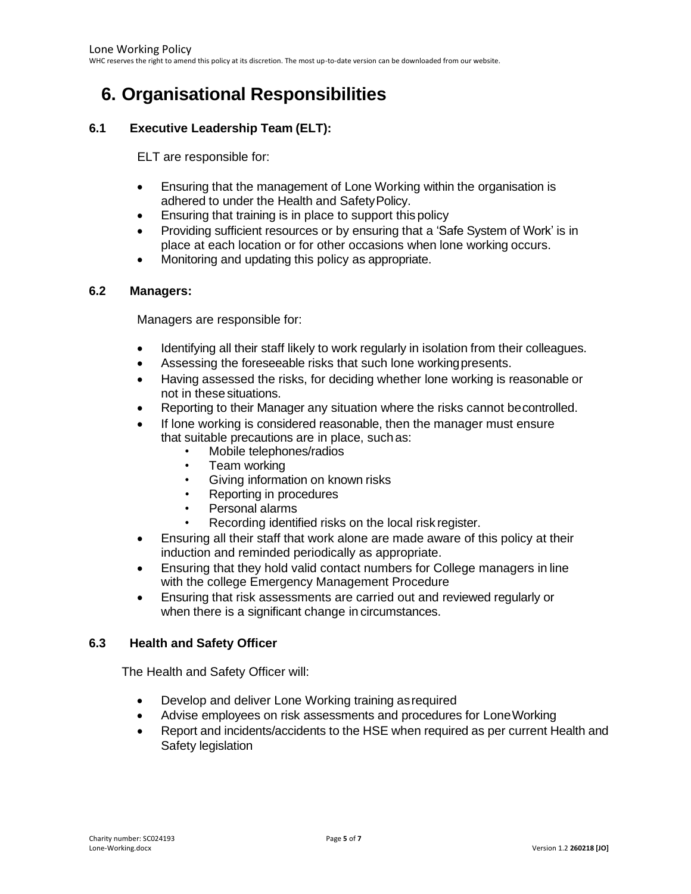# 6. Organisational Responsibilities

### 6.1 Executive Leadership Team (ELT):

ELT are responsible for:

- Ensuring that the management of Lone Working within the organisation is adhered to under the Health and Safety Policy.
- Ensuring that training is in place to support this policy
- Providing sufficient resources or by ensuring that a 'Safe System of Work' is in place at each location or for other occasions when lone working occurs.
- Monitoring and updating this policy as appropriate.

### 6.2 Managers:

Managers are responsible for:

- Identifying all their staff likely to work regularly in isolation from their colleagues.
- Assessing the foreseeable risks that such lone working presents.
- Having assessed the risks, for deciding whether lone working is reasonable or not in these situations.
- Reporting to their Manager any situation where the risks cannot be controlled.
- If lone working is considered reasonable, then the manager must ensure that suitable precautions are in place, such as:
  - Mobile telephones/radios
  - Team working
  - Giving information on known risks
  - Reporting in procedures
  - Personal alarms
  - Recording identified risks on the local risk register.
- Ensuring all their staff that work alone are made aware of this policy at their induction and reminded periodically as appropriate.
- Ensuring that they hold valid contact numbers for College managers in line with the college Emergency Management Procedure
- Ensuring that risk assessments are carried out and reviewed regularly or when there is a significant change in circumstances.

### 6.3 Health and Safety Officer

The Health and Safety Officer will:

- Develop and deliver Lone Working training as required
- Advise employees on risk assessments and procedures for Lone Working
- Report and incidents/accidents to the HSE when required as per current Health and Safety legislation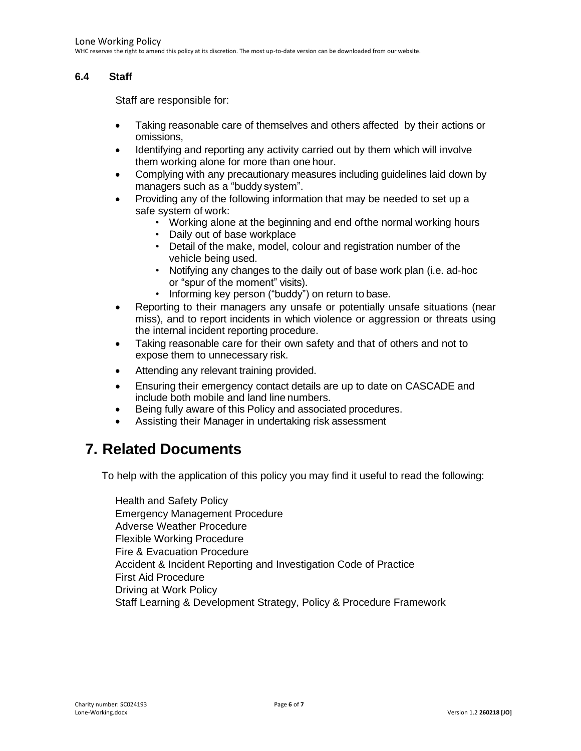### 6.4 Staff

Staff are responsible for:

- Taking reasonable care of themselves and others affected by their actions or omissions,
- Identifying and reporting any activity carried out by them which will involve them working alone for more than one hour.
- Complying with any precautionary measures including guidelines laid down by managers such as a "buddy system".
- Providing any of the following information that may be needed to set up a safe system of work:
  - Working alone at the beginning and end ofthe normal working hours
  - Daily out of base workplace
  - Detail of the make, model, colour and registration number of the vehicle being used.
  - Notifying any changes to the daily out of base work plan (i.e. ad-hoc or "spur of the moment" visits).
  - Informing key person ("buddy") on return to base.
- Reporting to their managers any unsafe or potentially unsafe situations (near miss), and to report incidents in which violence or aggression or threats using the internal incident reporting procedure.
- Taking reasonable care for their own safety and that of others and not to expose them to unnecessary risk.
- Attending any relevant training provided.
- Ensuring their emergency contact details are up to date on CASCADE and include both mobile and land line numbers.
- Being fully aware of this Policy and associated procedures.
- Assisting their Manager in undertaking risk assessment

# 7. Related Documents

To help with the application of this policy you may find it useful to read the following:

Health and Safety Policy
Emergency Management Procedure
Adverse Weather Procedure
Flexible Working Procedure
Fire & Evacuation Procedure
Accident & Incident Reporting and Investigation Code of Practice
First Aid Procedure
Driving at Work Policy
Staff Learning & Development Strategy, Policy & Procedure Framework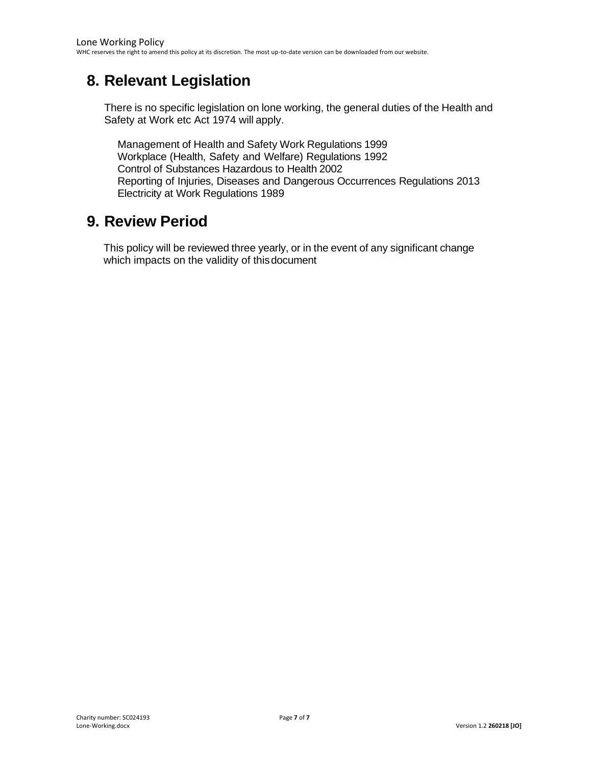## 8. Relevant Legislation

There is no specific legislation on lone working, the general duties of the Health and Safety at Work etc Act 1974 will apply.

Management of Health and Safety Work Regulations 1999
Workplace (Health, Safety and Welfare) Regulations 1992
Control of Substances Hazardous to Health 2002
Reporting of Injuries, Diseases and Dangerous Occurrences Regulations 2013
Electricity at Work Regulations 1989

## 9. Review Period

This policy will be reviewed three yearly, or in the event of any significant change which impacts on the validity of this document